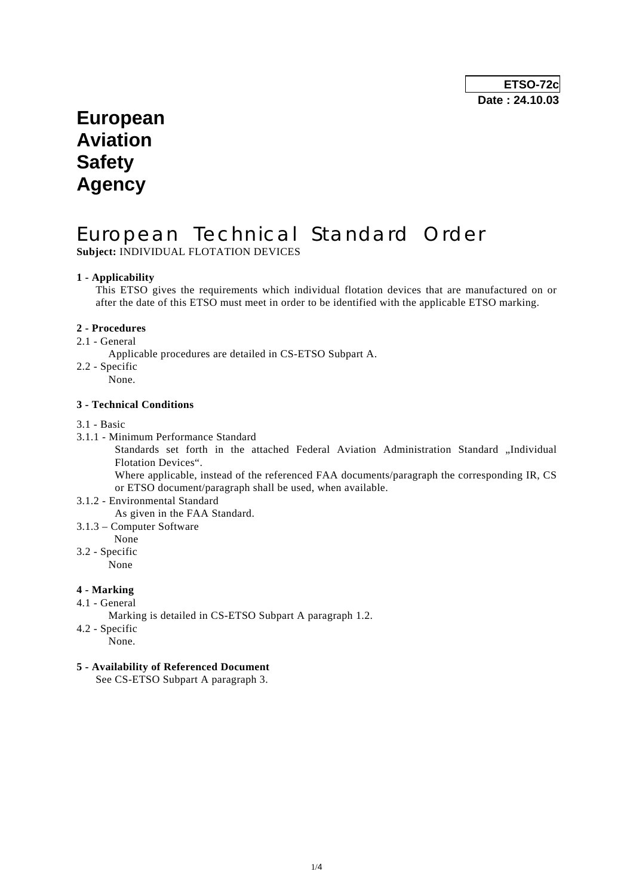**ETSO-72c**
**Date : 24.10.03**

# European Aviation Safety Agency

## European Technical Standard Order

**Subject:** INDIVIDUAL FLOTATION DEVICES

**1 - Applicability**

This ETSO gives the requirements which individual flotation devices that are manufactured on or after the date of this ETSO must meet in order to be identified with the applicable ETSO marking.

**2 - Procedures**

2.1 - General

Applicable procedures are detailed in CS-ETSO Subpart A.

2.2 - Specific

None.

**3 - Technical Conditions**

3.1 - Basic

3.1.1 - Minimum Performance Standard

Standards set forth in the attached Federal Aviation Administration Standard „Individual Flotation Devices“.

Where applicable, instead of the referenced FAA documents/paragraph the corresponding IR, CS or ETSO document/paragraph shall be used, when available.

3.1.2 - Environmental Standard

As given in the FAA Standard.

3.1.3 – Computer Software

None

3.2 - Specific

None

**4 - Marking**

4.1 - General

Marking is detailed in CS-ETSO Subpart A paragraph 1.2.

4.2 - Specific

None.

**5 - Availability of Referenced Document**

See CS-ETSO Subpart A paragraph 3.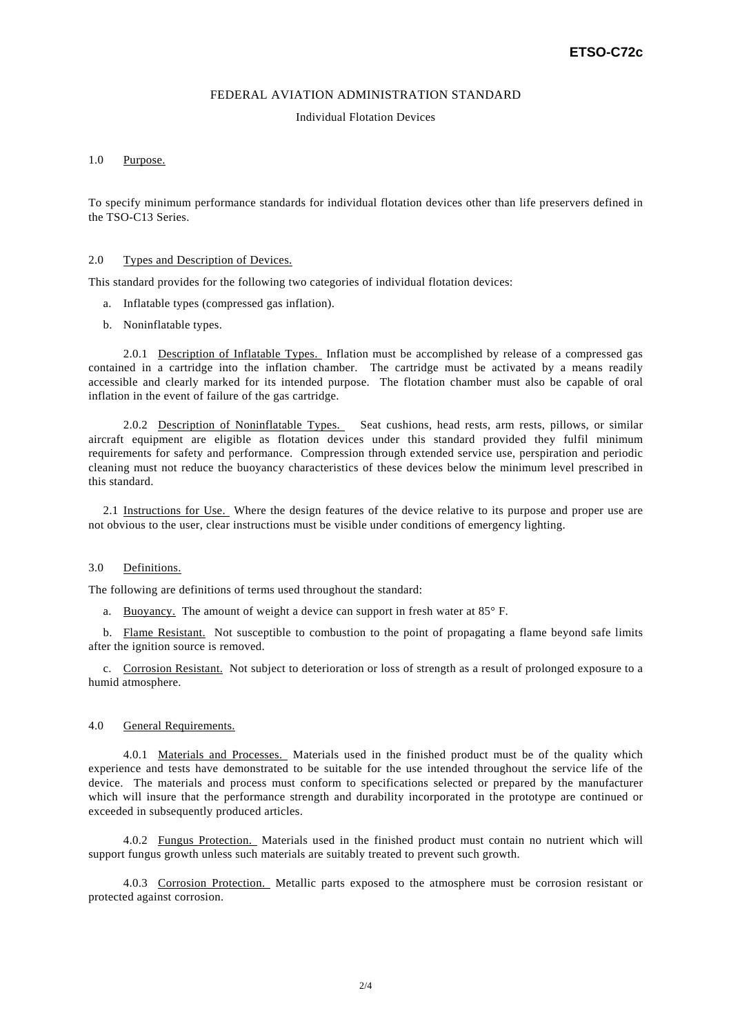FEDERAL AVIATION ADMINISTRATION STANDARD

Individual Flotation Devices

## 1.0 Purpose.

To specify minimum performance standards for individual flotation devices other than life preservers defined in the TSO-C13 Series.

## 2.0 Types and Description of Devices.

This standard provides for the following two categories of individual flotation devices:

a. Inflatable types (compressed gas inflation).

b. Noninflatable types.

2.0.1 Description of Inflatable Types. Inflation must be accomplished by release of a compressed gas contained in a cartridge into the inflation chamber. The cartridge must be activated by a means readily accessible and clearly marked for its intended purpose. The flotation chamber must also be capable of oral inflation in the event of failure of the gas cartridge.

2.0.2 Description of Noninflatable Types. Seat cushions, head rests, arm rests, pillows, or similar aircraft equipment are eligible as flotation devices under this standard provided they fulfil minimum requirements for safety and performance. Compression through extended service use, perspiration and periodic cleaning must not reduce the buoyancy characteristics of these devices below the minimum level prescribed in this standard.

2.1 Instructions for Use. Where the design features of the device relative to its purpose and proper use are not obvious to the user, clear instructions must be visible under conditions of emergency lighting.

## 3.0 Definitions.

The following are definitions of terms used throughout the standard:

a. Buoyancy. The amount of weight a device can support in fresh water at 85° F.

b. Flame Resistant. Not susceptible to combustion to the point of propagating a flame beyond safe limits after the ignition source is removed.

c. Corrosion Resistant. Not subject to deterioration or loss of strength as a result of prolonged exposure to a humid atmosphere.

## 4.0 General Requirements.

4.0.1 Materials and Processes. Materials used in the finished product must be of the quality which experience and tests have demonstrated to be suitable for the use intended throughout the service life of the device. The materials and process must conform to specifications selected or prepared by the manufacturer which will insure that the performance strength and durability incorporated in the prototype are continued or exceeded in subsequently produced articles.

4.0.2 Fungus Protection. Materials used in the finished product must contain no nutrient which will support fungus growth unless such materials are suitably treated to prevent such growth.

4.0.3 Corrosion Protection. Metallic parts exposed to the atmosphere must be corrosion resistant or protected against corrosion.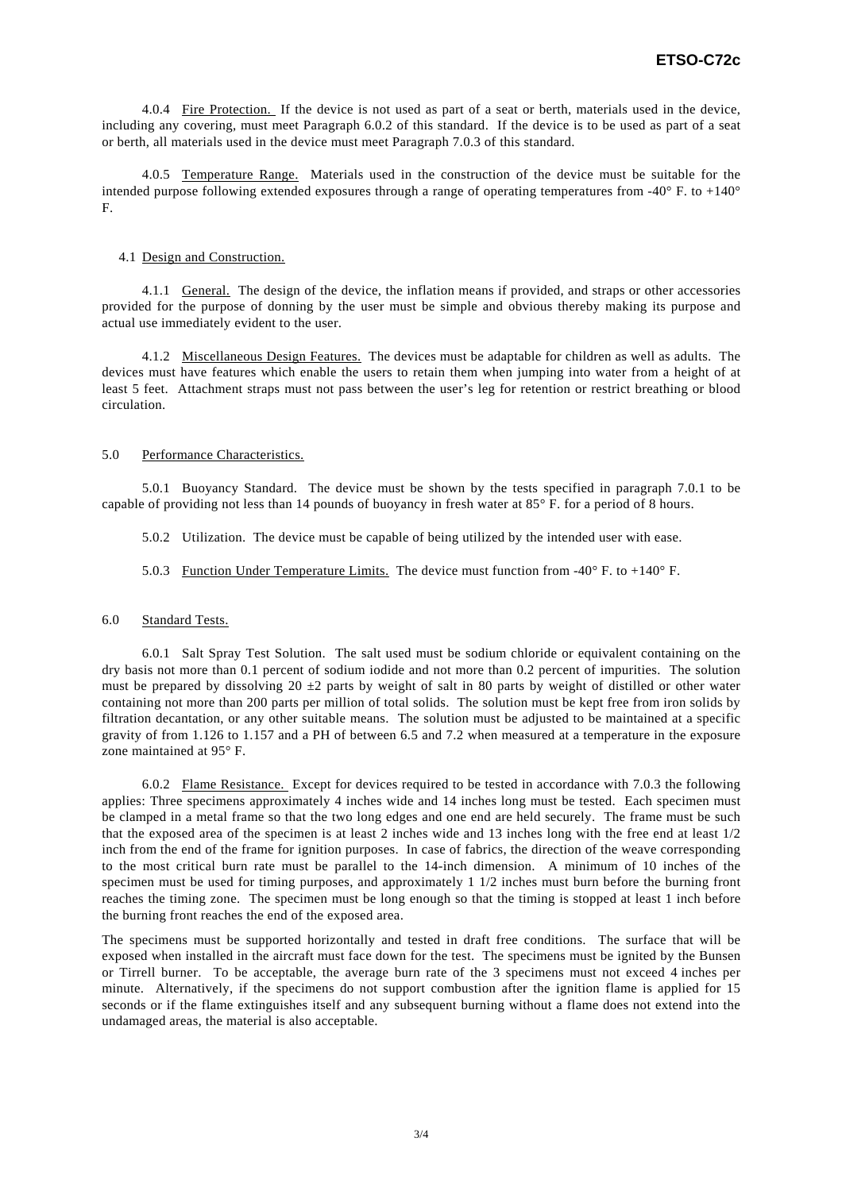4.0.4 Fire Protection. If the device is not used as part of a seat or berth, materials used in the device, including any covering, must meet Paragraph 6.0.2 of this standard. If the device is to be used as part of a seat or berth, all materials used in the device must meet Paragraph 7.0.3 of this standard.

4.0.5 Temperature Range. Materials used in the construction of the device must be suitable for the intended purpose following extended exposures through a range of operating temperatures from -40° F. to +140° F.

4.1 Design and Construction.

4.1.1 General. The design of the device, the inflation means if provided, and straps or other accessories provided for the purpose of donning by the user must be simple and obvious thereby making its purpose and actual use immediately evident to the user.

4.1.2 Miscellaneous Design Features. The devices must be adaptable for children as well as adults. The devices must have features which enable the users to retain them when jumping into water from a height of at least 5 feet. Attachment straps must not pass between the user's leg for retention or restrict breathing or blood circulation.

5.0 Performance Characteristics.

5.0.1 Buoyancy Standard. The device must be shown by the tests specified in paragraph 7.0.1 to be capable of providing not less than 14 pounds of buoyancy in fresh water at 85° F. for a period of 8 hours.

5.0.2 Utilization. The device must be capable of being utilized by the intended user with ease.

5.0.3 Function Under Temperature Limits. The device must function from -40° F. to +140° F.

6.0 Standard Tests.

6.0.1 Salt Spray Test Solution. The salt used must be sodium chloride or equivalent containing on the dry basis not more than 0.1 percent of sodium iodide and not more than 0.2 percent of impurities. The solution must be prepared by dissolving 20 ±2 parts by weight of salt in 80 parts by weight of distilled or other water containing not more than 200 parts per million of total solids. The solution must be kept free from iron solids by filtration decantation, or any other suitable means. The solution must be adjusted to be maintained at a specific gravity of from 1.126 to 1.157 and a PH of between 6.5 and 7.2 when measured at a temperature in the exposure zone maintained at 95° F.

6.0.2 Flame Resistance. Except for devices required to be tested in accordance with 7.0.3 the following applies: Three specimens approximately 4 inches wide and 14 inches long must be tested. Each specimen must be clamped in a metal frame so that the two long edges and one end are held securely. The frame must be such that the exposed area of the specimen is at least 2 inches wide and 13 inches long with the free end at least 1/2 inch from the end of the frame for ignition purposes. In case of fabrics, the direction of the weave corresponding to the most critical burn rate must be parallel to the 14-inch dimension. A minimum of 10 inches of the specimen must be used for timing purposes, and approximately 1 1/2 inches must burn before the burning front reaches the timing zone. The specimen must be long enough so that the timing is stopped at least 1 inch before the burning front reaches the end of the exposed area.

The specimens must be supported horizontally and tested in draft free conditions. The surface that will be exposed when installed in the aircraft must face down for the test. The specimens must be ignited by the Bunsen or Tirrell burner. To be acceptable, the average burn rate of the 3 specimens must not exceed 4 inches per minute. Alternatively, if the specimens do not support combustion after the ignition flame is applied for 15 seconds or if the flame extinguishes itself and any subsequent burning without a flame does not extend into the undamaged areas, the material is also acceptable.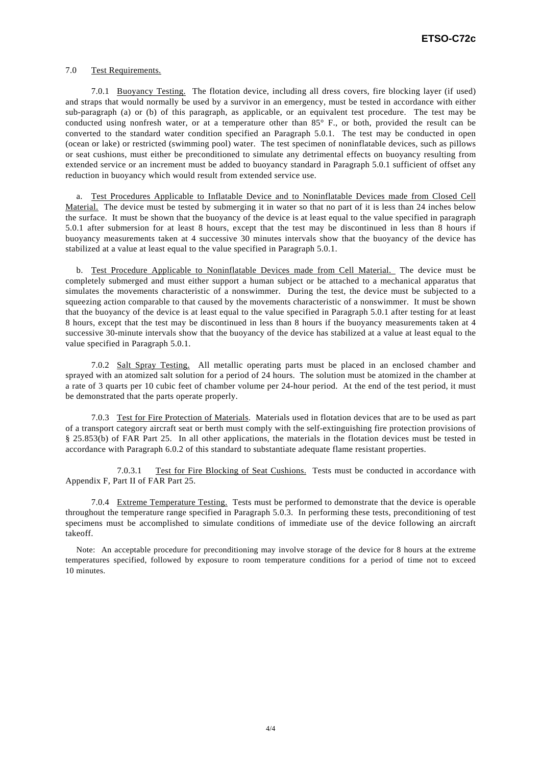7.0 Test Requirements.

7.0.1 Buoyancy Testing. The flotation device, including all dress covers, fire blocking layer (if used) and straps that would normally be used by a survivor in an emergency, must be tested in accordance with either sub-paragraph (a) or (b) of this paragraph, as applicable, or an equivalent test procedure. The test may be conducted using nonfresh water, or at a temperature other than 85° F., or both, provided the result can be converted to the standard water condition specified an Paragraph 5.0.1. The test may be conducted in open (ocean or lake) or restricted (swimming pool) water. The test specimen of noninflatable devices, such as pillows or seat cushions, must either be preconditioned to simulate any detrimental effects on buoyancy resulting from extended service or an increment must be added to buoyancy standard in Paragraph 5.0.1 sufficient of offset any reduction in buoyancy which would result from extended service use.

a. Test Procedures Applicable to Inflatable Device and to Noninflatable Devices made from Closed Cell Material. The device must be tested by submerging it in water so that no part of it is less than 24 inches below the surface. It must be shown that the buoyancy of the device is at least equal to the value specified in paragraph 5.0.1 after submersion for at least 8 hours, except that the test may be discontinued in less than 8 hours if buoyancy measurements taken at 4 successive 30 minutes intervals show that the buoyancy of the device has stabilized at a value at least equal to the value specified in Paragraph 5.0.1.

b. Test Procedure Applicable to Noninflatable Devices made from Cell Material. The device must be completely submerged and must either support a human subject or be attached to a mechanical apparatus that simulates the movements characteristic of a nonswimmer. During the test, the device must be subjected to a squeezing action comparable to that caused by the movements characteristic of a nonswimmer. It must be shown that the buoyancy of the device is at least equal to the value specified in Paragraph 5.0.1 after testing for at least 8 hours, except that the test may be discontinued in less than 8 hours if the buoyancy measurements taken at 4 successive 30-minute intervals show that the buoyancy of the device has stabilized at a value at least equal to the value specified in Paragraph 5.0.1.

7.0.2 Salt Spray Testing. All metallic operating parts must be placed in an enclosed chamber and sprayed with an atomized salt solution for a period of 24 hours. The solution must be atomized in the chamber at a rate of 3 quarts per 10 cubic feet of chamber volume per 24-hour period. At the end of the test period, it must be demonstrated that the parts operate properly.

7.0.3 Test for Fire Protection of Materials. Materials used in flotation devices that are to be used as part of a transport category aircraft seat or berth must comply with the self-extinguishing fire protection provisions of § 25.853(b) of FAR Part 25. In all other applications, the materials in the flotation devices must be tested in accordance with Paragraph 6.0.2 of this standard to substantiate adequate flame resistant properties.

7.0.3.1 Test for Fire Blocking of Seat Cushions. Tests must be conducted in accordance with Appendix F, Part II of FAR Part 25.

7.0.4 Extreme Temperature Testing. Tests must be performed to demonstrate that the device is operable throughout the temperature range specified in Paragraph 5.0.3. In performing these tests, preconditioning of test specimens must be accomplished to simulate conditions of immediate use of the device following an aircraft takeoff.

Note: An acceptable procedure for preconditioning may involve storage of the device for 8 hours at the extreme temperatures specified, followed by exposure to room temperature conditions for a period of time not to exceed 10 minutes.